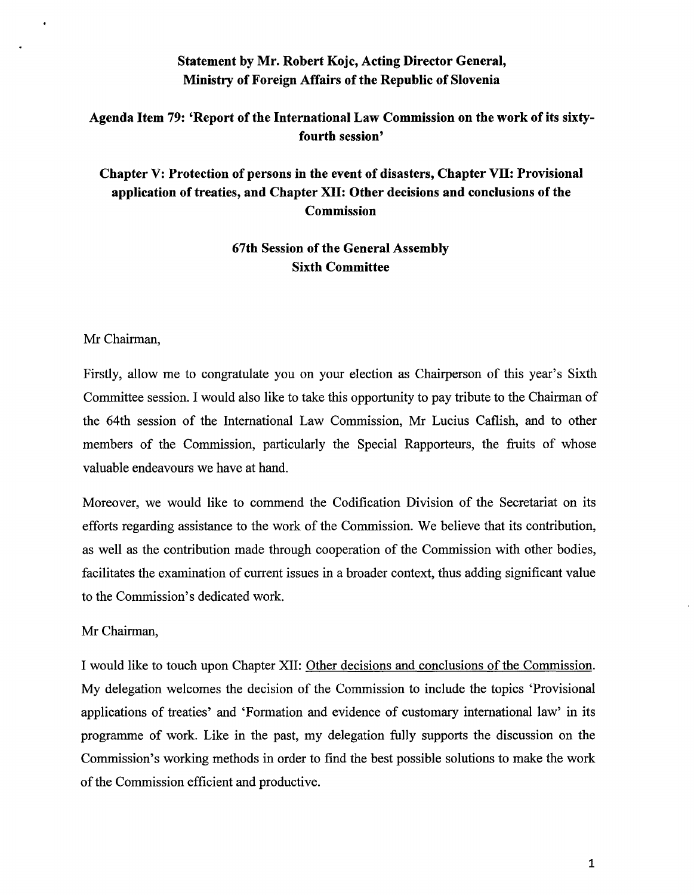**Statement by Mr. Robert Kojc, Acting Director General, Ministry of Foreign Affairs of the Republic of Slovenia**

**Agenda Item 79: 'Report of the International Law Commission on the work of its sixty-fourth session'**

**Chapter V: Protection of persons in the event of disasters, Chapter VII: Provisional application of treaties, and Chapter XII: Other decisions and conclusions of the Commission**

**67th Session of the General Assembly Sixth Committee**

Mr Chairman,

Firstly, allow me to congratulate you on your election as Chairperson of this year's Sixth Committee session. I would also like to take this opportunity to pay tribute to the Chairman of the 64th session of the International Law Commission, Mr Lucius Caflish, and to other members of the Commission, particularly the Special Rapporteurs, the fruits of whose valuable endeavours we have at hand.

Moreover, we would like to commend the Codification Division of the Secretariat on its efforts regarding assistance to the work of the Commission. We believe that its contribution, as well as the contribution made through cooperation of the Commission with other bodies, facilitates the examination of current issues in a broader context, thus adding significant value to the Commission's dedicated work.

Mr Chairman,

I would like to touch upon Chapter XII: Other decisions and conclusions of the Commission. My delegation welcomes the decision of the Commission to include the topics 'Provisional applications of treaties' and 'Formation and evidence of customary international law' in its programme of work. Like in the past, my delegation fully supports the discussion on the Commission's working methods in order to find the best possible solutions to make the work of the Commission efficient and productive.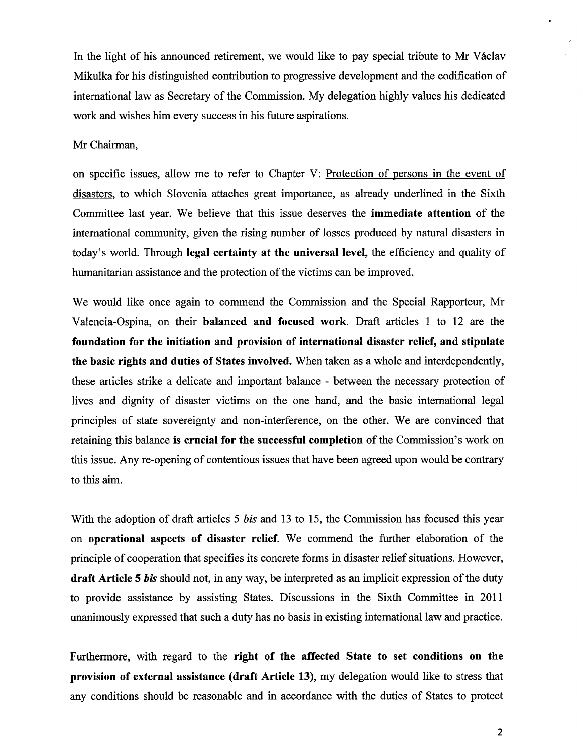In the light of his announced retirement, we would like to pay special tribute to Mr Václav Mikulka for his distinguished contribution to progressive development and the codification of international law as Secretary of the Commission. My delegation highly values his dedicated work and wishes him every success in his future aspirations.

Mr Chairman,

on specific issues, allow me to refer to Chapter V: Protection of persons in the event of disasters, to which Slovenia attaches great importance, as already underlined in the Sixth Committee last year. We believe that this issue deserves the **immediate attention** of the international community, given the rising number of losses produced by natural disasters in today's world. Through **legal certainty at the universal level**, the efficiency and quality of humanitarian assistance and the protection of the victims can be improved.

We would like once again to commend the Commission and the Special Rapporteur, Mr Valencia-Ospina, on their **balanced and focused work**. Draft articles 1 to 12 are the **foundation for the initiation and provision of international disaster relief, and stipulate the basic rights and duties of States involved.** When taken as a whole and interdependently, these articles strike a delicate and important balance - between the necessary protection of lives and dignity of disaster victims on the one hand, and the basic international legal principles of state sovereignty and non-interference, on the other. We are convinced that retaining this balance **is crucial for the successful completion** of the Commission's work on this issue. Any re-opening of contentious issues that have been agreed upon would be contrary to this aim.

With the adoption of draft articles 5 *bis* and 13 to 15, the Commission has focused this year on **operational aspects of disaster relief**. We commend the further elaboration of the principle of cooperation that specifies its concrete forms in disaster relief situations. However, **draft Article 5 *bis*** should not, in any way, be interpreted as an implicit expression of the duty to provide assistance by assisting States. Discussions in the Sixth Committee in 2011 unanimously expressed that such a duty has no basis in existing international law and practice.

Furthermore, with regard to the **right of the affected State to set conditions on the provision of external assistance (draft Article 13)**, my delegation would like to stress that any conditions should be reasonable and in accordance with the duties of States to protect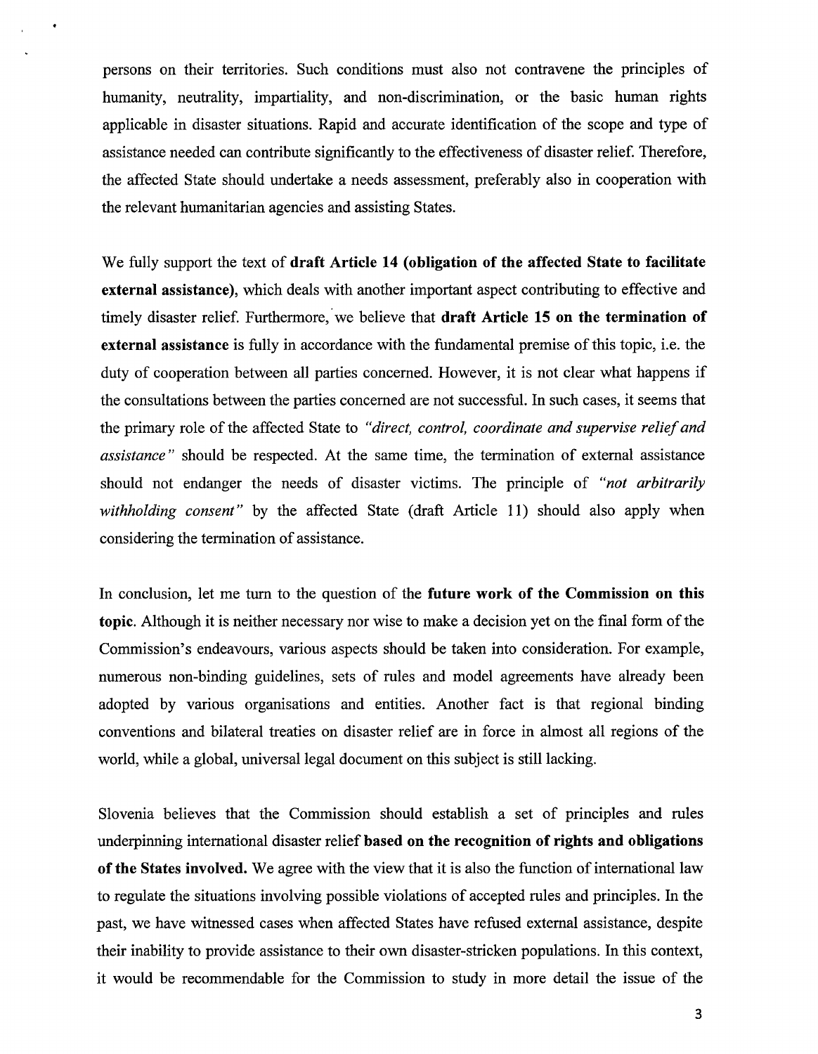persons on their territories. Such conditions must also not contravene the principles of humanity, neutrality, impartiality, and non-discrimination, or the basic human rights applicable in disaster situations. Rapid and accurate identification of the scope and type of assistance needed can contribute significantly to the effectiveness of disaster relief. Therefore, the affected State should undertake a needs assessment, preferably also in cooperation with the relevant humanitarian agencies and assisting States.

We fully support the text of **draft Article 14 (obligation of the affected State to facilitate external assistance)**, which deals with another important aspect contributing to effective and timely disaster relief. Furthermore, we believe that **draft Article 15 on the termination of external assistance** is fully in accordance with the fundamental premise of this topic, i.e. the duty of cooperation between all parties concerned. However, it is not clear what happens if the consultations between the parties concerned are not successful. In such cases, it seems that the primary role of the affected State to *"direct, control, coordinate and supervise relief and assistance"* should be respected. At the same time, the termination of external assistance should not endanger the needs of disaster victims. The principle of *"not arbitrarily withholding consent"* by the affected State (draft Article 11) should also apply when considering the termination of assistance.

In conclusion, let me turn to the question of the **future work of the Commission on this topic**. Although it is neither necessary nor wise to make a decision yet on the final form of the Commission's endeavours, various aspects should be taken into consideration. For example, numerous non-binding guidelines, sets of rules and model agreements have already been adopted by various organisations and entities. Another fact is that regional binding conventions and bilateral treaties on disaster relief are in force in almost all regions of the world, while a global, universal legal document on this subject is still lacking.

Slovenia believes that the Commission should establish a set of principles and rules underpinning international disaster relief **based on the recognition of rights and obligations of the States involved.** We agree with the view that it is also the function of international law to regulate the situations involving possible violations of accepted rules and principles. In the past, we have witnessed cases when affected States have refused external assistance, despite their inability to provide assistance to their own disaster-stricken populations. In this context, it would be recommendable for the Commission to study in more detail the issue of the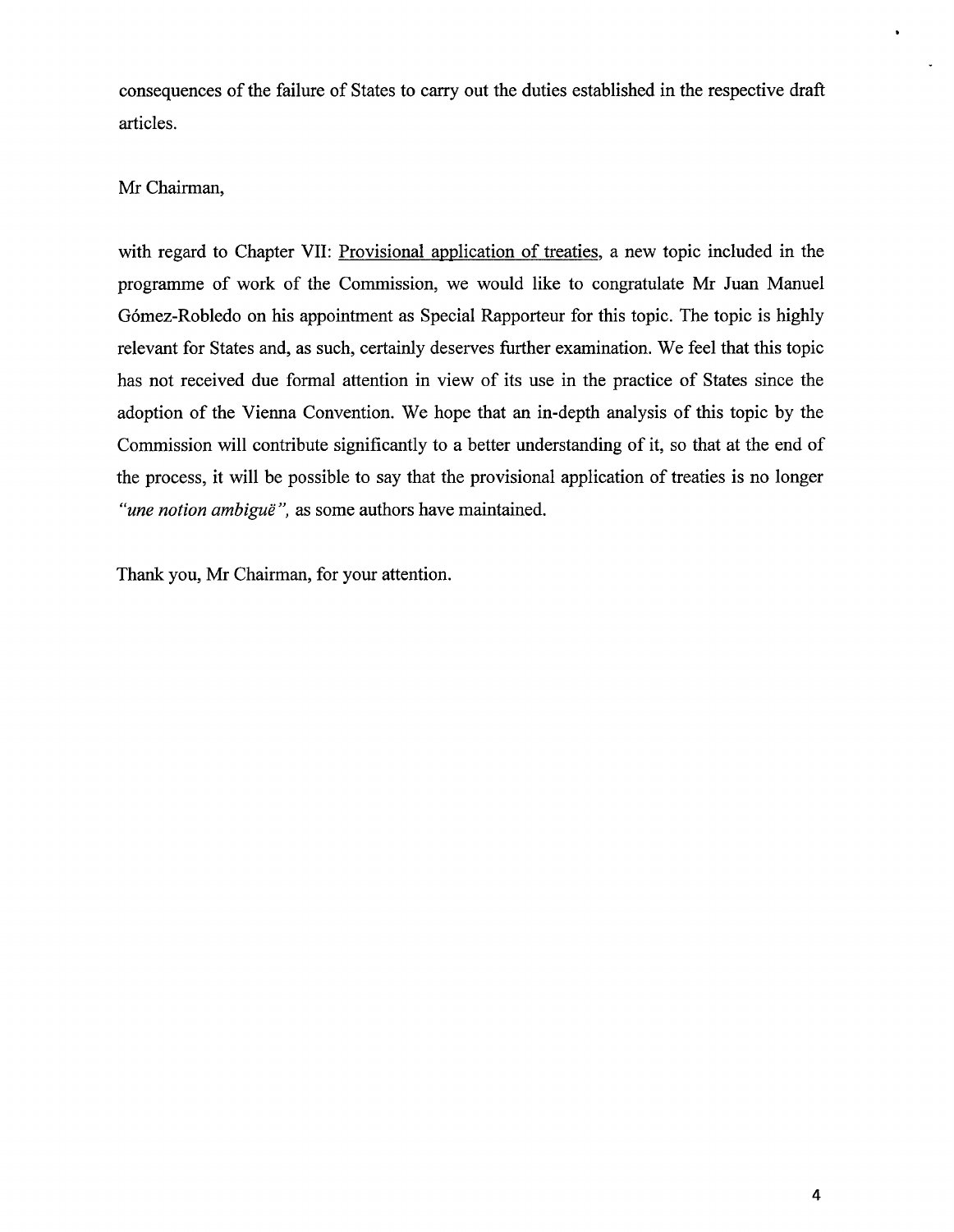consequences of the failure of States to carry out the duties established in the respective draft articles.

Mr Chairman,

with regard to Chapter VII: Provisional application of treaties, a new topic included in the programme of work of the Commission, we would like to congratulate Mr Juan Manuel Gómez-Robledo on his appointment as Special Rapporteur for this topic. The topic is highly relevant for States and, as such, certainly deserves further examination. We feel that this topic has not received due formal attention in view of its use in the practice of States since the adoption of the Vienna Convention. We hope that an in-depth analysis of this topic by the Commission will contribute significantly to a better understanding of it, so that at the end of the process, it will be possible to say that the provisional application of treaties is no longer *"une notion ambiguë"*, as some authors have maintained.

Thank you, Mr Chairman, for your attention.